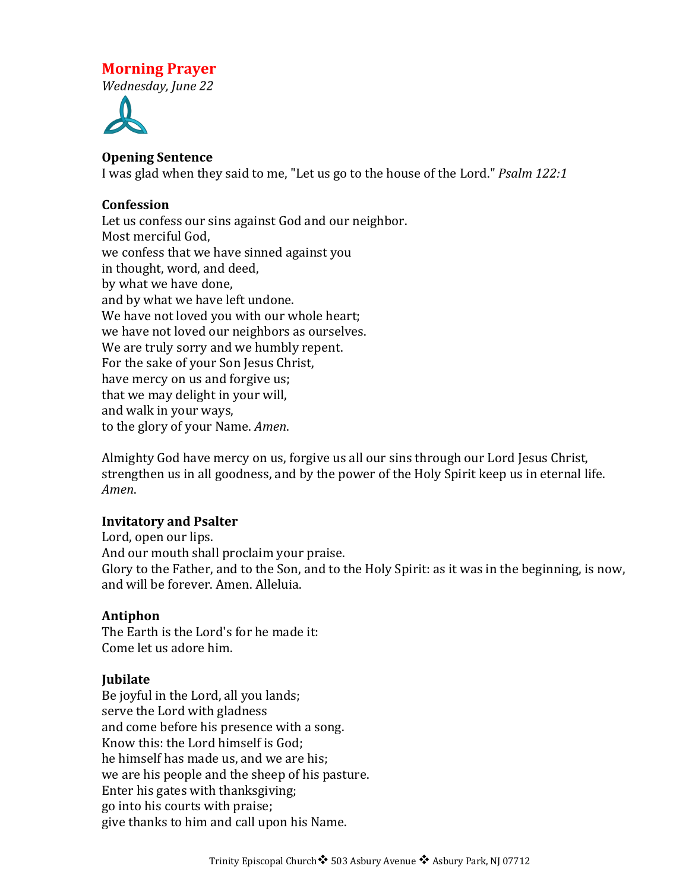# Morning Prayer

*Wednesday, June 22*

**Opening Sentence**
I was glad when they said to me, "Let us go to the house of the Lord." *Psalm 122:1*

**Confession**
Let us confess our sins against God and our neighbor.
Most merciful God,
we confess that we have sinned against you
in thought, word, and deed,
by what we have done,
and by what we have left undone.
We have not loved you with our whole heart;
we have not loved our neighbors as ourselves.
We are truly sorry and we humbly repent.
For the sake of your Son Jesus Christ,
have mercy on us and forgive us;
that we may delight in your will,
and walk in your ways,
to the glory of your Name. *Amen*.

Almighty God have mercy on us, forgive us all our sins through our Lord Jesus Christ, strengthen us in all goodness, and by the power of the Holy Spirit keep us in eternal life. *Amen*.

**Invitatory and Psalter**
Lord, open our lips.
And our mouth shall proclaim your praise.
Glory to the Father, and to the Son, and to the Holy Spirit: as it was in the beginning, is now, and will be forever. Amen. Alleluia.

**Antiphon**
The Earth is the Lord's for he made it:
Come let us adore him.

**Jubilate**
Be joyful in the Lord, all you lands;
serve the Lord with gladness
and come before his presence with a song.
Know this: the Lord himself is God;
he himself has made us, and we are his;
we are his people and the sheep of his pasture.
Enter his gates with thanksgiving;
go into his courts with praise;
give thanks to him and call upon his Name.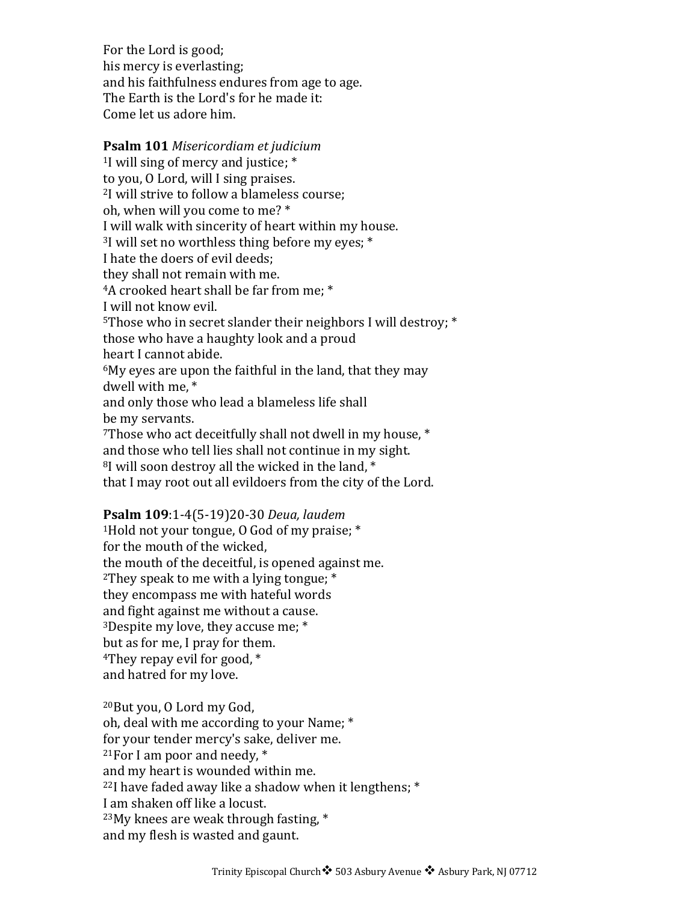For the Lord is good;
his mercy is everlasting;
and his faithfulness endures from age to age.
The Earth is the Lord's for he made it:
Come let us adore him.

**Psalm 101** *Misericordiam et judicium*
1I will sing of mercy and justice; *
to you, O Lord, will I sing praises.
2I will strive to follow a blameless course;
oh, when will you come to me? *
I will walk with sincerity of heart within my house.
3I will set no worthless thing before my eyes; *
I hate the doers of evil deeds;
they shall not remain with me.
4A crooked heart shall be far from me; *
I will not know evil.
5Those who in secret slander their neighbors I will destroy; *
those who have a haughty look and a proud
heart I cannot abide.
6My eyes are upon the faithful in the land, that they may
dwell with me, *
and only those who lead a blameless life shall
be my servants.
7Those who act deceitfully shall not dwell in my house, *
and those who tell lies shall not continue in my sight.
8I will soon destroy all the wicked in the land, *
that I may root out all evildoers from the city of the Lord.

**Psalm 109**:1-4(5-19)20-30 *Deua, laudem*
1Hold not your tongue, O God of my praise; *
for the mouth of the wicked,
the mouth of the deceitful, is opened against me.
2They speak to me with a lying tongue; *
they encompass me with hateful words
and fight against me without a cause.
3Despite my love, they accuse me; *
but as for me, I pray for them.
4They repay evil for good, *
and hatred for my love.

20But you, O Lord my God,
oh, deal with me according to your Name; *
for your tender mercy's sake, deliver me.
21For I am poor and needy, *
and my heart is wounded within me.
22I have faded away like a shadow when it lengthens; *
I am shaken off like a locust.
23My knees are weak through fasting, *
and my flesh is wasted and gaunt.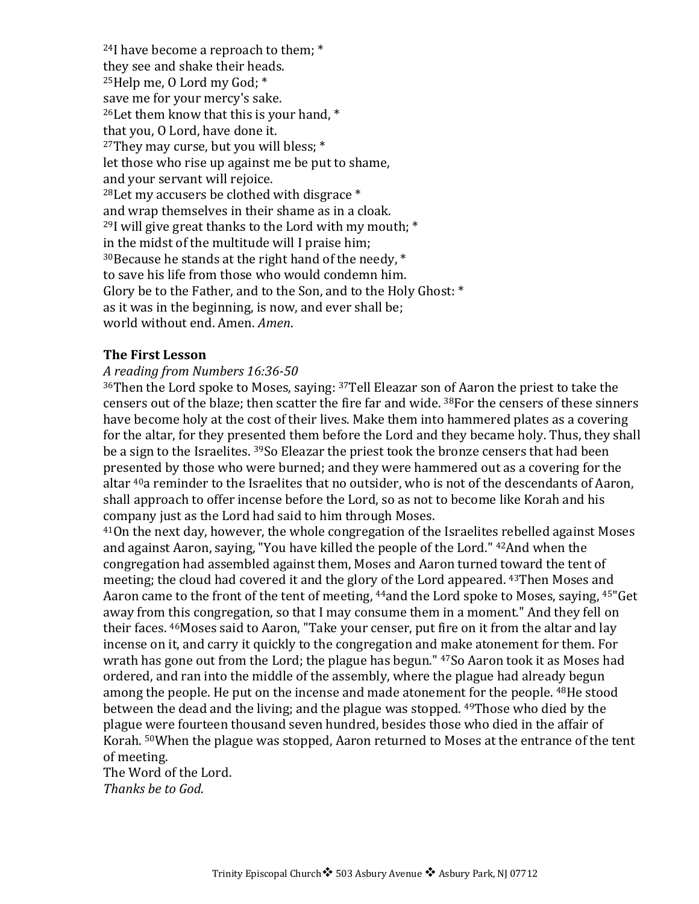[24]I have become a reproach to them; *
they see and shake their heads.
[25]Help me, O Lord my God; *
save me for your mercy's sake.
[26]Let them know that this is your hand, *
that you, O Lord, have done it.
[27]They may curse, but you will bless; *
let those who rise up against me be put to shame,
and your servant will rejoice.
[28]Let my accusers be clothed with disgrace *
and wrap themselves in their shame as in a cloak.
[29]I will give great thanks to the Lord with my mouth; *
in the midst of the multitude will I praise him;
[30]Because he stands at the right hand of the needy, *
to save his life from those who would condemn him.
Glory be to the Father, and to the Son, and to the Holy Ghost: *
as it was in the beginning, is now, and ever shall be;
world without end. Amen. *Amen*.

**The First Lesson**

*A reading from Numbers 16:36-50*

[36]Then the Lord spoke to Moses, saying: [37]Tell Eleazar son of Aaron the priest to take the censers out of the blaze; then scatter the fire far and wide. [38]For the censers of these sinners have become holy at the cost of their lives. Make them into hammered plates as a covering for the altar, for they presented them before the Lord and they became holy. Thus, they shall be a sign to the Israelites. [39]So Eleazar the priest took the bronze censers that had been presented by those who were burned; and they were hammered out as a covering for the altar [40]a reminder to the Israelites that no outsider, who is not of the descendants of Aaron, shall approach to offer incense before the Lord, so as not to become like Korah and his company just as the Lord had said to him through Moses.
[41]On the next day, however, the whole congregation of the Israelites rebelled against Moses and against Aaron, saying, "You have killed the people of the Lord." [42]And when the congregation had assembled against them, Moses and Aaron turned toward the tent of meeting; the cloud had covered it and the glory of the Lord appeared. [43]Then Moses and Aaron came to the front of the tent of meeting, [44]and the Lord spoke to Moses, saying, [45]"Get away from this congregation, so that I may consume them in a moment." And they fell on their faces. [46]Moses said to Aaron, "Take your censer, put fire on it from the altar and lay incense on it, and carry it quickly to the congregation and make atonement for them. For wrath has gone out from the Lord; the plague has begun." [47]So Aaron took it as Moses had ordered, and ran into the middle of the assembly, where the plague had already begun among the people. He put on the incense and made atonement for the people. [48]He stood between the dead and the living; and the plague was stopped. [49]Those who died by the plague were fourteen thousand seven hundred, besides those who died in the affair of Korah. [50]When the plague was stopped, Aaron returned to Moses at the entrance of the tent of meeting.
The Word of the Lord.
*Thanks be to God*.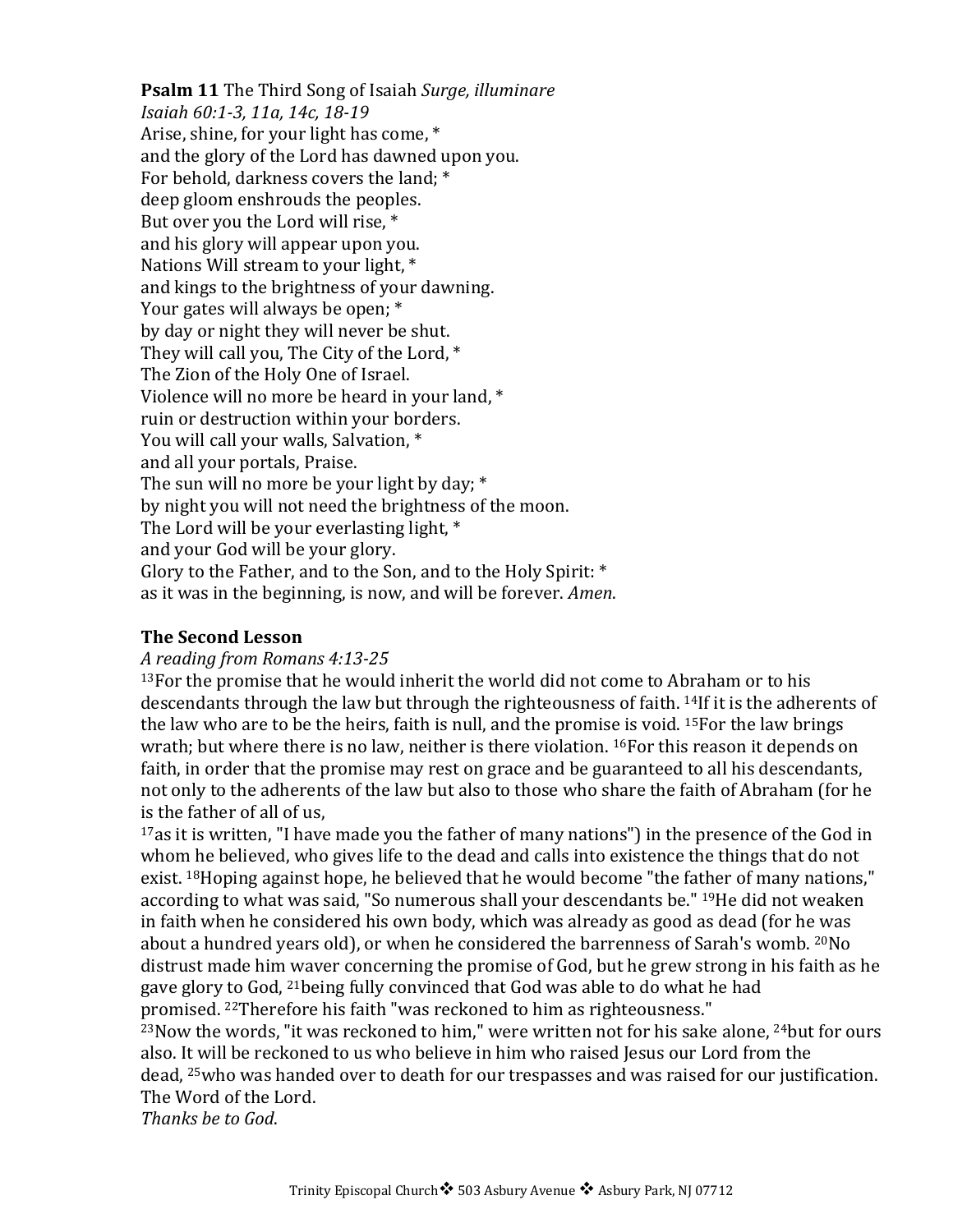**Psalm 11** The Third Song of Isaiah *Surge, illuminare*
*Isaiah 60:1-3, 11a, 14c, 18-19*
Arise, shine, for your light has come, *
and the glory of the Lord has dawned upon you.
For behold, darkness covers the land; *
deep gloom enshrouds the peoples.
But over you the Lord will rise, *
and his glory will appear upon you.
Nations Will stream to your light, *
and kings to the brightness of your dawning.
Your gates will always be open; *
by day or night they will never be shut.
They will call you, The City of the Lord, *
The Zion of the Holy One of Israel.
Violence will no more be heard in your land, *
ruin or destruction within your borders.
You will call your walls, Salvation, *
and all your portals, Praise.
The sun will no more be your light by day; *
by night you will not need the brightness of the moon.
The Lord will be your everlasting light, *
and your God will be your glory.
Glory to the Father, and to the Son, and to the Holy Spirit: *
as it was in the beginning, is now, and will be forever. *Amen*.

**The Second Lesson**
*A reading from Romans 4:13-25*
[13]For the promise that he would inherit the world did not come to Abraham or to his descendants through the law but through the righteousness of faith. [14]If it is the adherents of the law who are to be the heirs, faith is null, and the promise is void. [15]For the law brings wrath; but where there is no law, neither is there violation. [16]For this reason it depends on faith, in order that the promise may rest on grace and be guaranteed to all his descendants, not only to the adherents of the law but also to those who share the faith of Abraham (for he is the father of all of us,
[17]as it is written, "I have made you the father of many nations") in the presence of the God in whom he believed, who gives life to the dead and calls into existence the things that do not exist. [18]Hoping against hope, he believed that he would become "the father of many nations," according to what was said, "So numerous shall your descendants be." [19]He did not weaken in faith when he considered his own body, which was already as good as dead (for he was about a hundred years old), or when he considered the barrenness of Sarah's womb. [20]No distrust made him waver concerning the promise of God, but he grew strong in his faith as he gave glory to God, [21]being fully convinced that God was able to do what he had promised. [22]Therefore his faith "was reckoned to him as righteousness."
[23]Now the words, "it was reckoned to him," were written not for his sake alone, [24]but for ours also. It will be reckoned to us who believe in him who raised Jesus our Lord from the dead, [25]who was handed over to death for our trespasses and was raised for our justification.
The Word of the Lord.
*Thanks be to God*.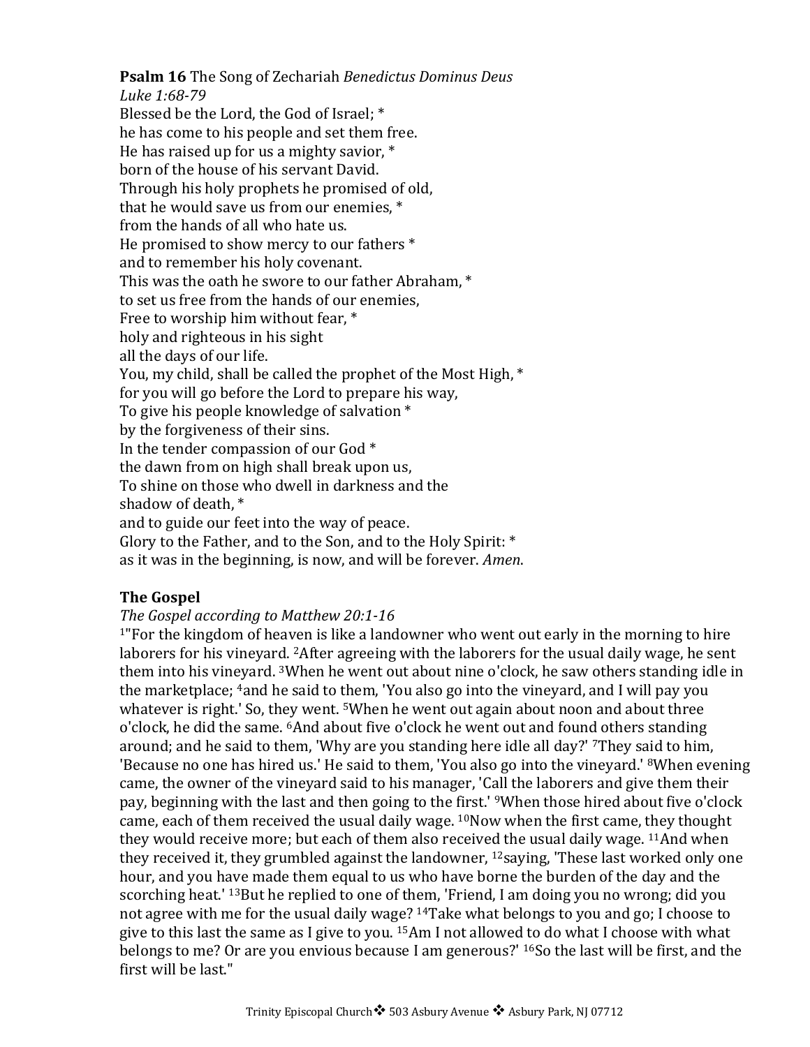**Psalm 16** The Song of Zechariah *Benedictus Dominus Deus*
*Luke 1:68-79*
Blessed be the Lord, the God of Israel; *
he has come to his people and set them free.
He has raised up for us a mighty savior, *
born of the house of his servant David.
Through his holy prophets he promised of old,
that he would save us from our enemies, *
from the hands of all who hate us.
He promised to show mercy to our fathers *
and to remember his holy covenant.
This was the oath he swore to our father Abraham, *
to set us free from the hands of our enemies,
Free to worship him without fear, *
holy and righteous in his sight
all the days of our life.
You, my child, shall be called the prophet of the Most High, *
for you will go before the Lord to prepare his way,
To give his people knowledge of salvation *
by the forgiveness of their sins.
In the tender compassion of our God *
the dawn from on high shall break upon us,
To shine on those who dwell in darkness and the
shadow of death, *
and to guide our feet into the way of peace.
Glory to the Father, and to the Son, and to the Holy Spirit: *
as it was in the beginning, is now, and will be forever. *Amen*.

## The Gospel

*The Gospel according to Matthew 20:1-16*

[1]"For the kingdom of heaven is like a landowner who went out early in the morning to hire laborers for his vineyard. [2]After agreeing with the laborers for the usual daily wage, he sent them into his vineyard. [3]When he went out about nine o'clock, he saw others standing idle in the marketplace; [4]and he said to them, 'You also go into the vineyard, and I will pay you whatever is right.' So, they went. [5]When he went out again about noon and about three o'clock, he did the same. [6]And about five o'clock he went out and found others standing around; and he said to them, 'Why are you standing here idle all day?' [7]They said to him, 'Because no one has hired us.' He said to them, 'You also go into the vineyard.' [8]When evening came, the owner of the vineyard said to his manager, 'Call the laborers and give them their pay, beginning with the last and then going to the first.' [9]When those hired about five o'clock came, each of them received the usual daily wage. [10]Now when the first came, they thought they would receive more; but each of them also received the usual daily wage. [11]And when they received it, they grumbled against the landowner, [12]saying, 'These last worked only one hour, and you have made them equal to us who have borne the burden of the day and the scorching heat.' [13]But he replied to one of them, 'Friend, I am doing you no wrong; did you not agree with me for the usual daily wage? [14]Take what belongs to you and go; I choose to give to this last the same as I give to you. [15]Am I not allowed to do what I choose with what belongs to me? Or are you envious because I am generous?' [16]So the last will be first, and the first will be last."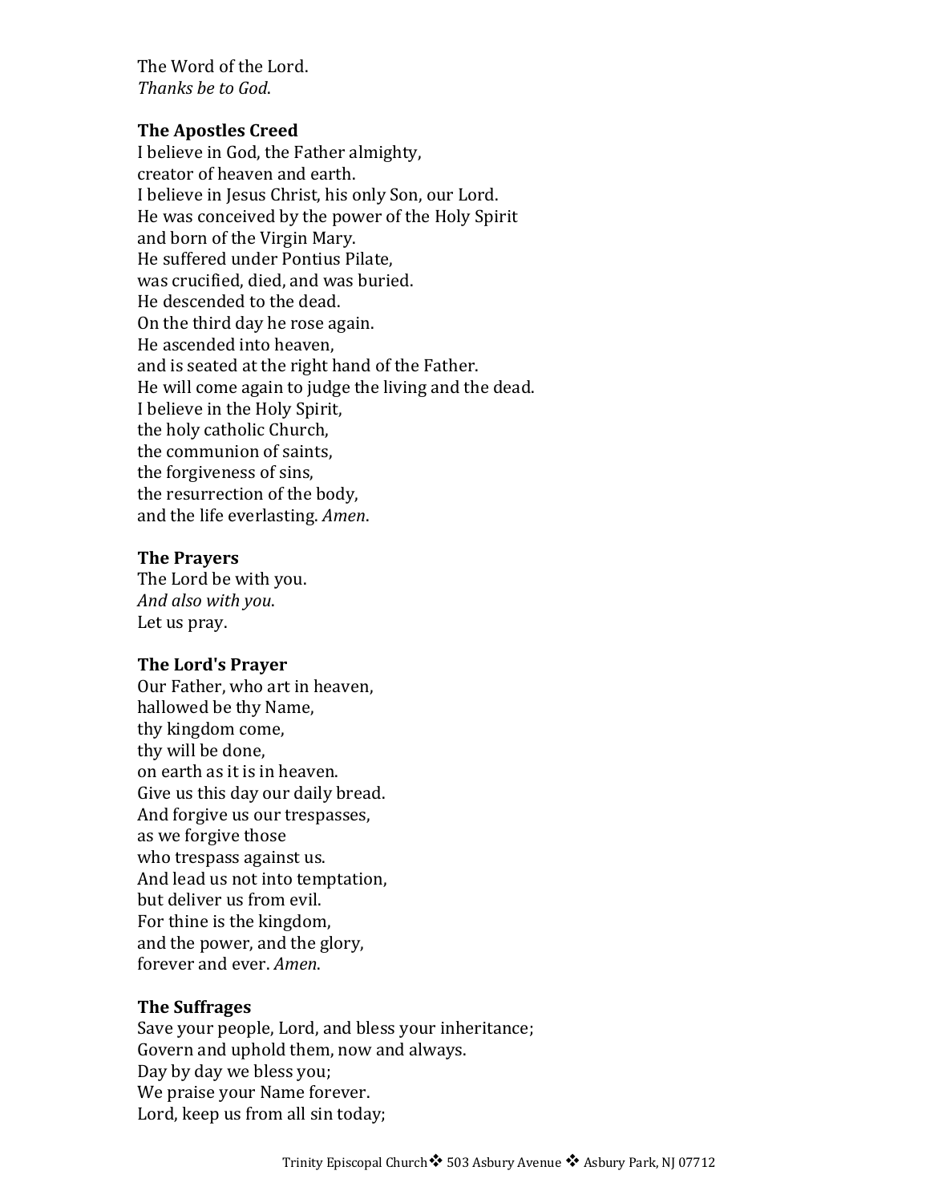The Word of the Lord.
*Thanks be to God.*

**The Apostles Creed**
I believe in God, the Father almighty,
creator of heaven and earth.
I believe in Jesus Christ, his only Son, our Lord.
He was conceived by the power of the Holy Spirit
and born of the Virgin Mary.
He suffered under Pontius Pilate,
was crucified, died, and was buried.
He descended to the dead.
On the third day he rose again.
He ascended into heaven,
and is seated at the right hand of the Father.
He will come again to judge the living and the dead.
I believe in the Holy Spirit,
the holy catholic Church,
the communion of saints,
the forgiveness of sins,
the resurrection of the body,
and the life everlasting. *Amen*.

**The Prayers**
The Lord be with you.
*And also with you*.
Let us pray.

**The Lord's Prayer**
Our Father, who art in heaven,
hallowed be thy Name,
thy kingdom come,
thy will be done,
on earth as it is in heaven.
Give us this day our daily bread.
And forgive us our trespasses,
as we forgive those
who trespass against us.
And lead us not into temptation,
but deliver us from evil.
For thine is the kingdom,
and the power, and the glory,
forever and ever. *Amen*.

**The Suffrages**
Save your people, Lord, and bless your inheritance;
Govern and uphold them, now and always.
Day by day we bless you;
We praise your Name forever.
Lord, keep us from all sin today;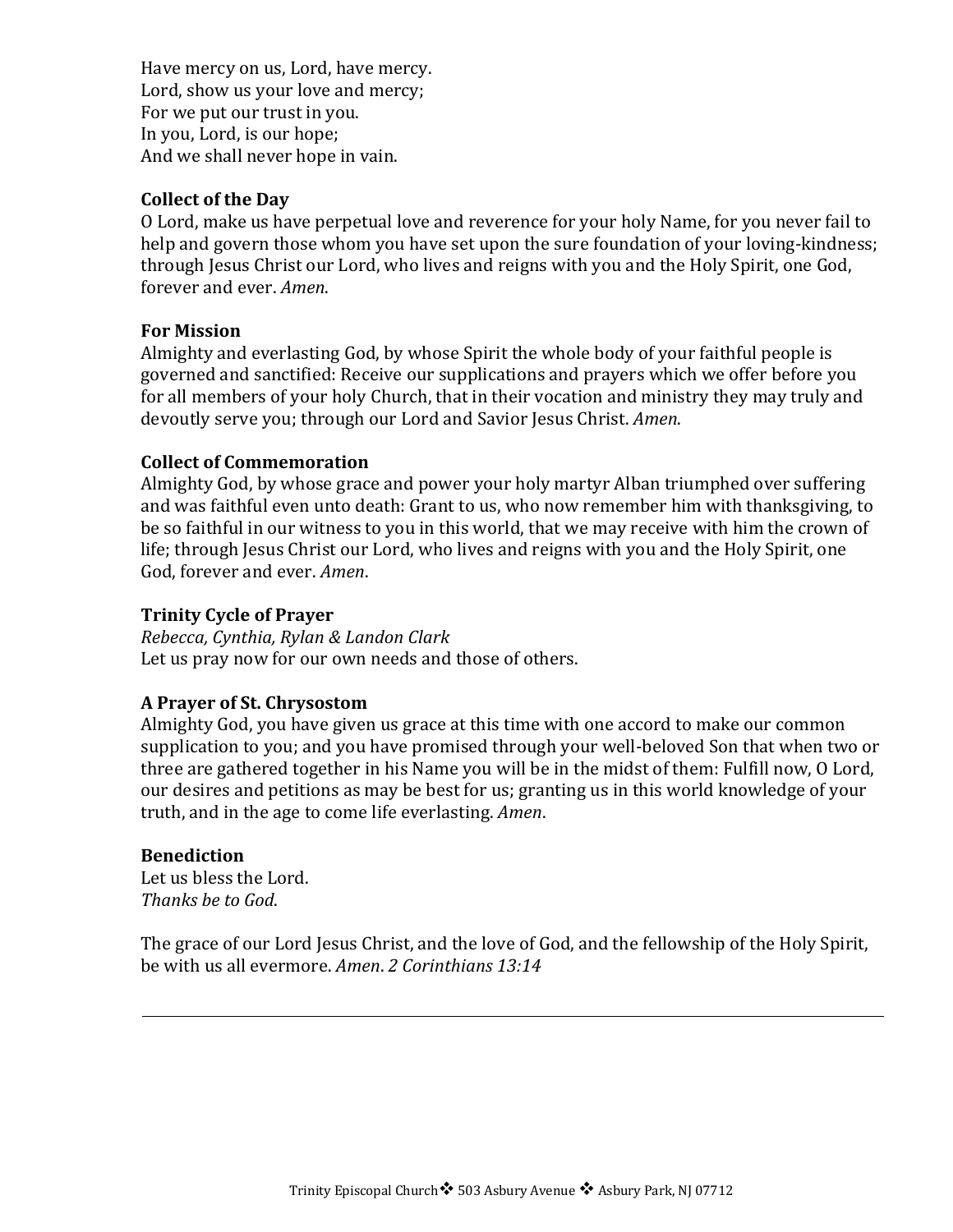Have mercy on us, Lord, have mercy.
Lord, show us your love and mercy;
For we put our trust in you.
In you, Lord, is our hope;
And we shall never hope in vain.

**Collect of the Day**
O Lord, make us have perpetual love and reverence for your holy Name, for you never fail to help and govern those whom you have set upon the sure foundation of your loving-kindness; through Jesus Christ our Lord, who lives and reigns with you and the Holy Spirit, one God, forever and ever. *Amen*.

**For Mission**
Almighty and everlasting God, by whose Spirit the whole body of your faithful people is governed and sanctified: Receive our supplications and prayers which we offer before you for all members of your holy Church, that in their vocation and ministry they may truly and devoutly serve you; through our Lord and Savior Jesus Christ. *Amen*.

**Collect of Commemoration**
Almighty God, by whose grace and power your holy martyr Alban triumphed over suffering and was faithful even unto death: Grant to us, who now remember him with thanksgiving, to be so faithful in our witness to you in this world, that we may receive with him the crown of life; through Jesus Christ our Lord, who lives and reigns with you and the Holy Spirit, one God, forever and ever. *Amen*.

**Trinity Cycle of Prayer**
*Rebecca, Cynthia, Rylan & Landon Clark*
Let us pray now for our own needs and those of others.

**A Prayer of St. Chrysostom**
Almighty God, you have given us grace at this time with one accord to make our common supplication to you; and you have promised through your well-beloved Son that when two or three are gathered together in his Name you will be in the midst of them: Fulfill now, O Lord, our desires and petitions as may be best for us; granting us in this world knowledge of your truth, and in the age to come life everlasting. *Amen*.

**Benediction**
Let us bless the Lord.
*Thanks be to God*.

The grace of our Lord Jesus Christ, and the love of God, and the fellowship of the Holy Spirit, be with us all evermore. *Amen*. *2 Corinthians 13:14*

---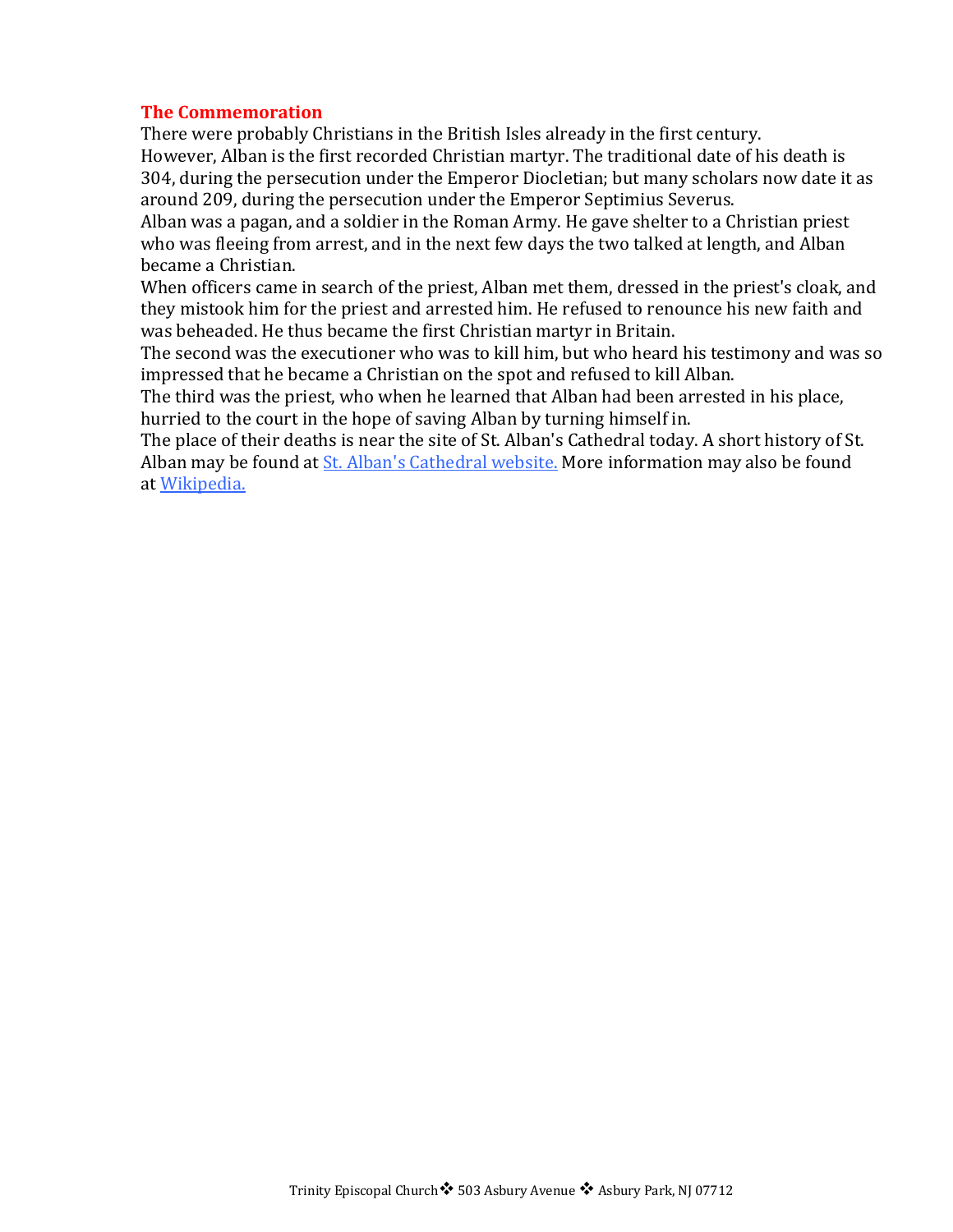## The Commemoration

There were probably Christians in the British Isles already in the first century.

However, Alban is the first recorded Christian martyr. The traditional date of his death is 304, during the persecution under the Emperor Diocletian; but many scholars now date it as around 209, during the persecution under the Emperor Septimius Severus.

Alban was a pagan, and a soldier in the Roman Army. He gave shelter to a Christian priest who was fleeing from arrest, and in the next few days the two talked at length, and Alban became a Christian.

When officers came in search of the priest, Alban met them, dressed in the priest's cloak, and they mistook him for the priest and arrested him. He refused to renounce his new faith and was beheaded. He thus became the first Christian martyr in Britain.

The second was the executioner who was to kill him, but who heard his testimony and was so impressed that he became a Christian on the spot and refused to kill Alban.

The third was the priest, who when he learned that Alban had been arrested in his place, hurried to the court in the hope of saving Alban by turning himself in.

The place of their deaths is near the site of St. Alban's Cathedral today. A short history of St. Alban may be found at St. Alban's Cathedral website. More information may also be found at Wikipedia.